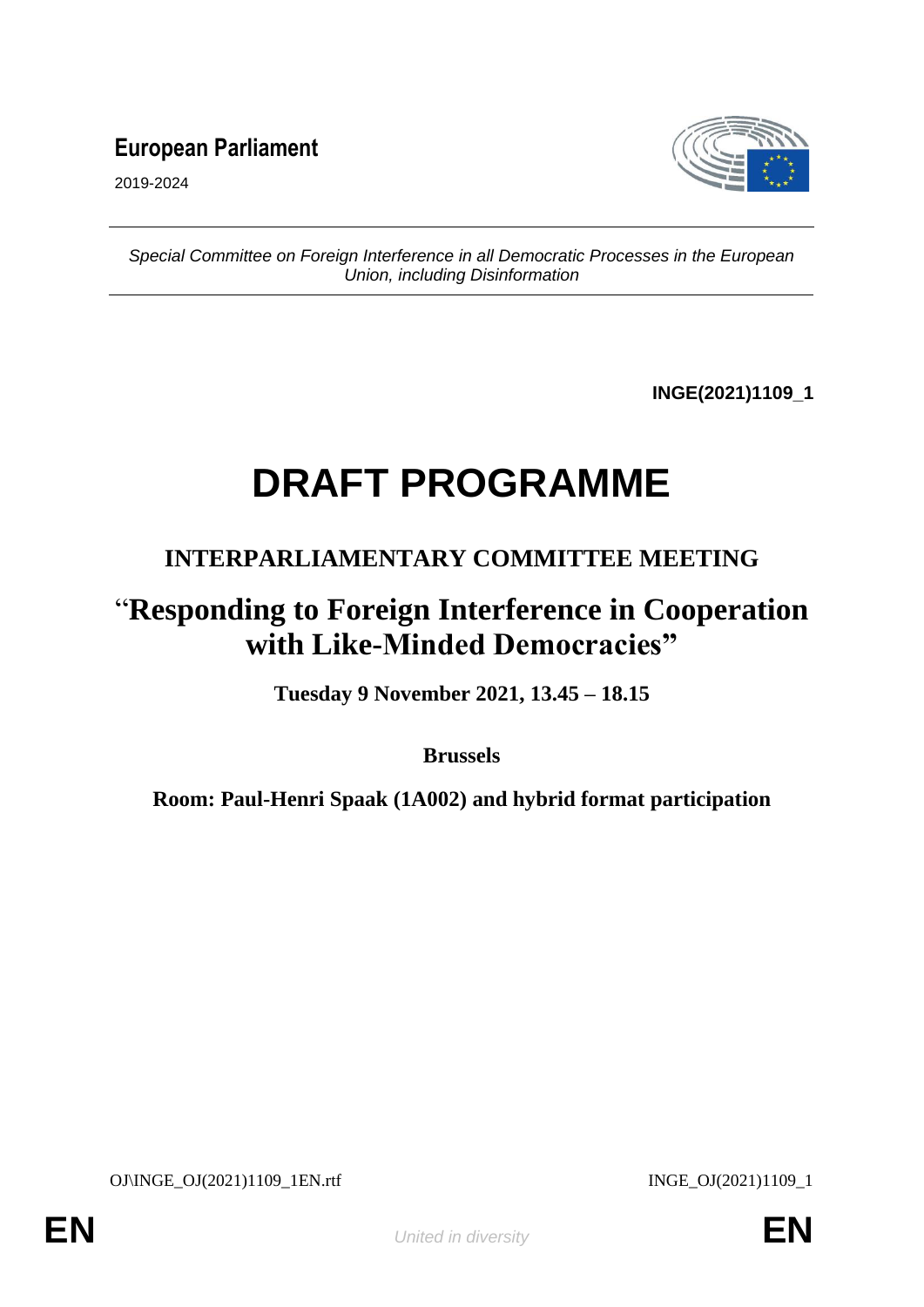**European Parliament**

2019-2024

*Special Committee on Foreign Interference in all Democratic Processes in the European Union, including Disinformation*

**INGE(2021)1109_1**

# DRAFT PROGRAMME

## INTERPARLIAMENTARY COMMITTEE MEETING

## "Responding to Foreign Interference in Cooperation with Like-Minded Democracies"

**Tuesday 9 November 2021, 13.45 – 18.15**

**Brussels**

**Room: Paul-Henri Spaak (1A002) and hybrid format participation**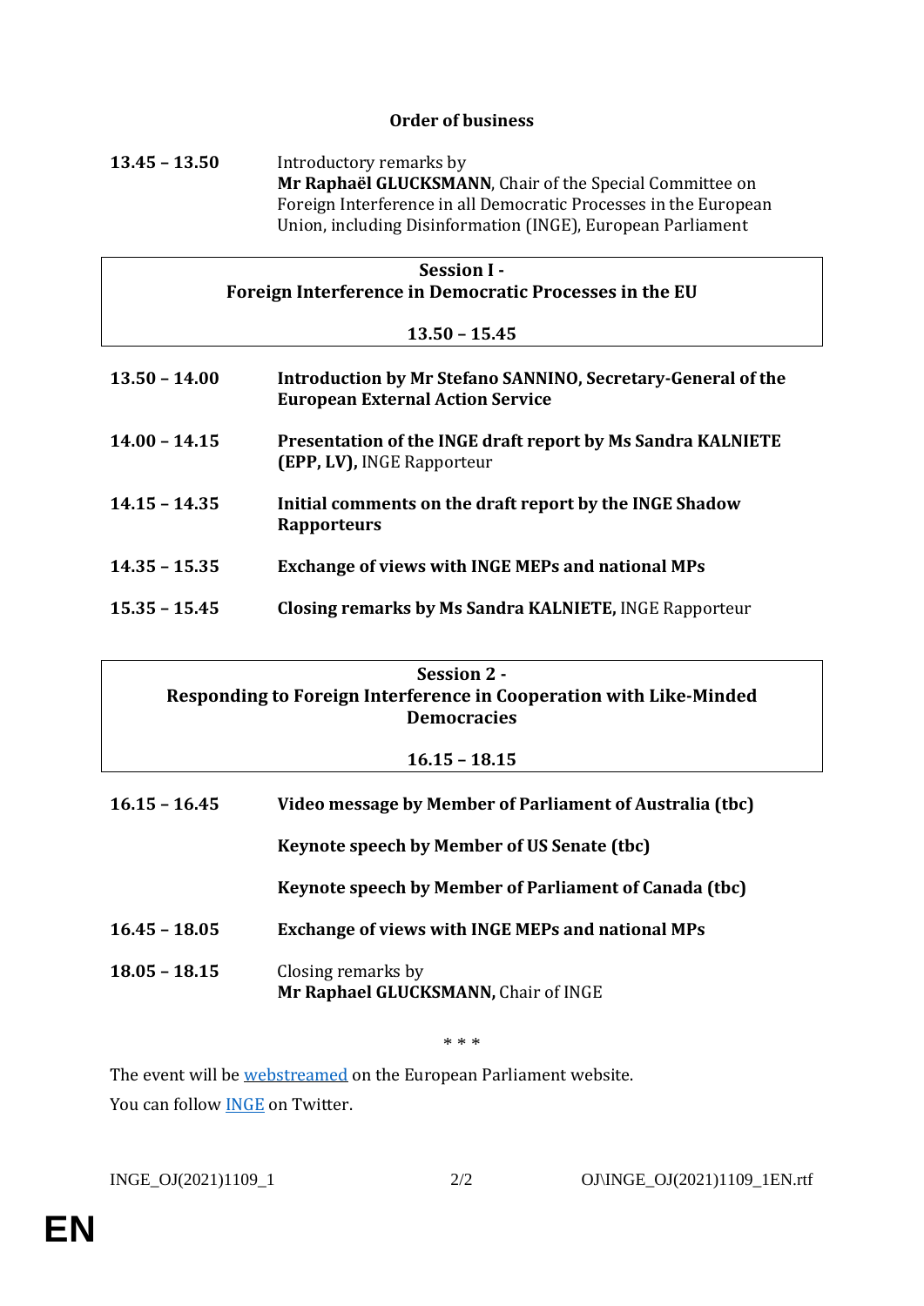**Order of business**

**13.45 – 13.50** Introductory remarks by
**Mr Raphaël GLUCKSMANN**, Chair of the Special Committee on Foreign Interference in all Democratic Processes in the European Union, including Disinformation (INGE), European Parliament

## Session I - Foreign Interference in Democratic Processes in the EU

**13.50 – 15.45**

**13.50 – 14.00** **Introduction by Mr Stefano SANNINO, Secretary-General of the European External Action Service**

**14.00 – 14.15** **Presentation of the INGE draft report by Ms Sandra KALNIETE (EPP, LV),** INGE Rapporteur

**14.15 – 14.35** **Initial comments on the draft report by the INGE Shadow Rapporteurs**

**14.35 – 15.35** **Exchange of views with INGE MEPs and national MPs**

**15.35 – 15.45** **Closing remarks by Ms Sandra KALNIETE,** INGE Rapporteur

## Session 2 - Responding to Foreign Interference in Cooperation with Like-Minded Democracies

**16.15 – 18.15**

**16.15 – 16.45** **Video message by Member of Parliament of Australia (tbc)**

**Keynote speech by Member of US Senate (tbc)**

**Keynote speech by Member of Parliament of Canada (tbc)**

**16.45 – 18.05** **Exchange of views with INGE MEPs and national MPs**

**18.05 – 18.15** Closing remarks by
**Mr Raphael GLUCKSMANN,** Chair of INGE

\* \* \*

The event will be webstreamed on the European Parliament website.

You can follow INGE on Twitter.